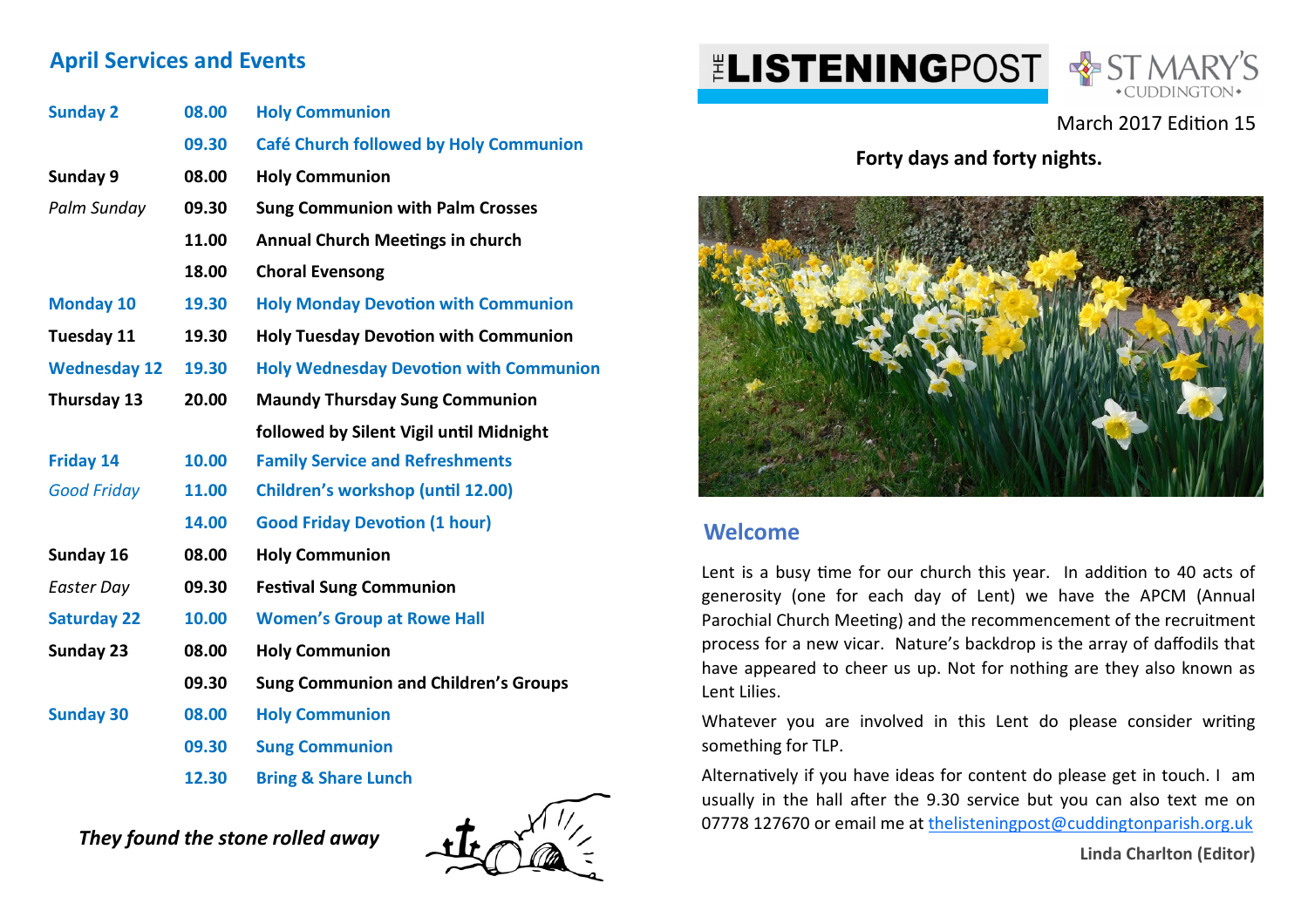## April Services and Events

| | | |
|---|---|---|
| **Sunday 2** | **08.00** | **Holy Communion** |
| | **09.30** | **Café Church followed by Holy Communion** |
| **Sunday 9** | **08.00** | **Holy Communion** |
| *Palm Sunday* | **09.30** | **Sung Communion with Palm Crosses** |
| | **11.00** | **Annual Church Meetings in church** |
| | **18.00** | **Choral Evensong** |
| **Monday 10** | **19.30** | **Holy Monday Devotion with Communion** |
| **Tuesday 11** | **19.30** | **Holy Tuesday Devotion with Communion** |
| **Wednesday 12** | **19.30** | **Holy Wednesday Devotion with Communion** |
| **Thursday 13** | **20.00** | **Maundy Thursday Sung Communion followed by Silent Vigil until Midnight** |
| **Friday 14** | **10.00** | **Family Service and Refreshments** |
| *Good Friday* | **11.00** | **Children's workshop (until 12.00)** |
| | **14.00** | **Good Friday Devotion (1 hour)** |
| **Sunday 16** | **08.00** | **Holy Communion** |
| *Easter Day* | **09.30** | **Festival Sung Communion** |
| **Saturday 22** | **10.00** | **Women's Group at Rowe Hall** |
| **Sunday 23** | **08.00** | **Holy Communion** |
| | **09.30** | **Sung Communion and Children's Groups** |
| **Sunday 30** | **08.00** | **Holy Communion** |
| | **09.30** | **Sung Communion** |
| | **12.30** | **Bring & Share Lunch** |

***They found the stone rolled away***

# THE LISTENINGPOST

ST MARY'S • CUDDINGTON •

March 2017 Edition 15

**Forty days and forty nights.**

## Welcome

Lent is a busy time for our church this year. In addition to 40 acts of generosity (one for each day of Lent) we have the APCM (Annual Parochial Church Meeting) and the recommencement of the recruitment process for a new vicar. Nature's backdrop is the array of daffodils that have appeared to cheer us up. Not for nothing are they also known as Lent Lilies.

Whatever you are involved in this Lent do please consider writing something for TLP.

Alternatively if you have ideas for content do please get in touch. I am usually in the hall after the 9.30 service but you can also text me on 07778 127670 or email me at thelisteningpost@cuddingtonparish.org.uk

**Linda Charlton (Editor)**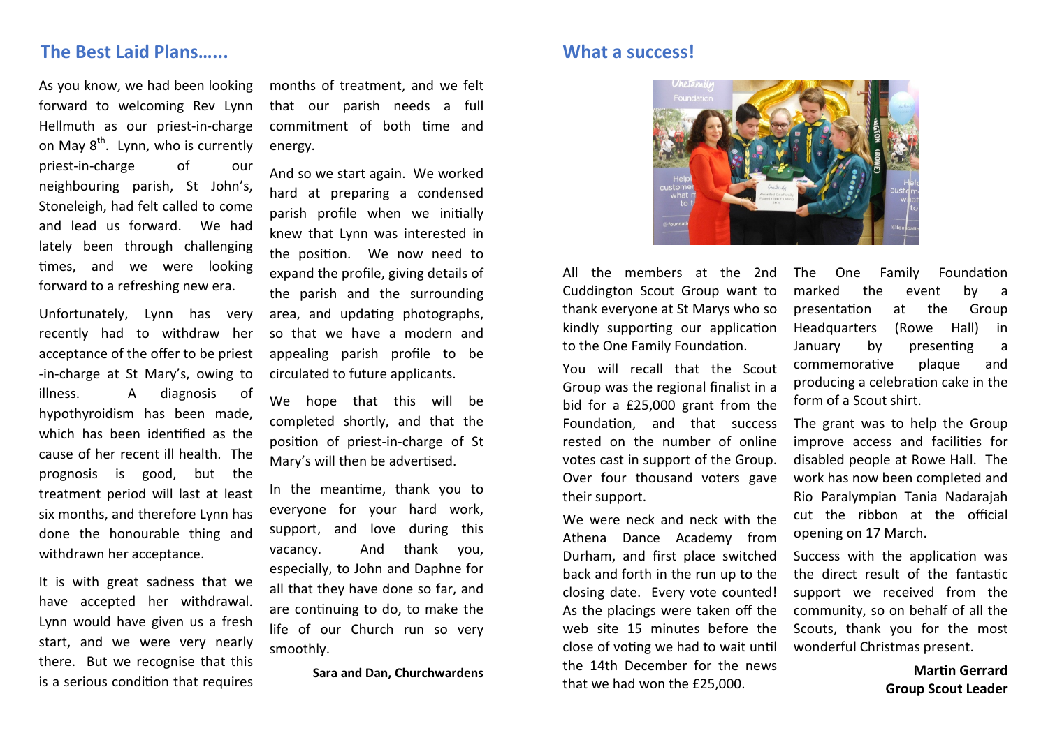## The Best Laid Plans……

As you know, we had been looking forward to welcoming Rev Lynn Hellmuth as our priest-in-charge on May 8th. Lynn, who is currently priest-in-charge of our neighbouring parish, St John's, Stoneleigh, had felt called to come and lead us forward. We had lately been through challenging times, and we were looking forward to a refreshing new era.

Unfortunately, Lynn has very recently had to withdraw her acceptance of the offer to be priest-in-charge at St Mary's, owing to illness. A diagnosis of hypothyroidism has been made, which has been identified as the cause of her recent ill health. The prognosis is good, but the treatment period will last at least six months, and therefore Lynn has done the honourable thing and withdrawn her acceptance.

It is with great sadness that we have accepted her withdrawal. Lynn would have given us a fresh start, and we were very nearly there. But we recognise that this is a serious condition that requires months of treatment, and we felt that our parish needs a full commitment of both time and energy.

And so we start again. We worked hard at preparing a condensed parish profile when we initially knew that Lynn was interested in the position. We now need to expand the profile, giving details of the parish and the surrounding area, and updating photographs, so that we have a modern and appealing parish profile to be circulated to future applicants.

We hope that this will be completed shortly, and that the position of priest-in-charge of St Mary's will then be advertised.

In the meantime, thank you to everyone for your hard work, support, and love during this vacancy. And thank you, especially, to John and Daphne for all that they have done so far, and are continuing to do, to make the life of our Church run so very smoothly.

**Sara and Dan, Churchwardens**

## What a success!

All the members at the 2nd Cuddington Scout Group want to thank everyone at St Marys who so kindly supporting our application to the One Family Foundation.

You will recall that the Scout Group was the regional finalist in a bid for a £25,000 grant from the Foundation, and that success rested on the number of online votes cast in support of the Group. Over four thousand voters gave their support.

We were neck and neck with the Athena Dance Academy from Durham, and first place switched back and forth in the run up to the closing date. Every vote counted! As the placings were taken off the web site 15 minutes before the close of voting we had to wait until the 14th December for the news that we had won the £25,000.

The One Family Foundation marked the event by a presentation at the Group Headquarters (Rowe Hall) in January by presenting a commemorative plaque and producing a celebration cake in the form of a Scout shirt.

The grant was to help the Group improve access and facilities for disabled people at Rowe Hall. The work has now been completed and Rio Paralympian Tania Nadarajah cut the ribbon at the official opening on 17 March.

Success with the application was the direct result of the fantastic support we received from the community, so on behalf of all the Scouts, thank you for the most wonderful Christmas present.

**Martin Gerrard**
**Group Scout Leader**